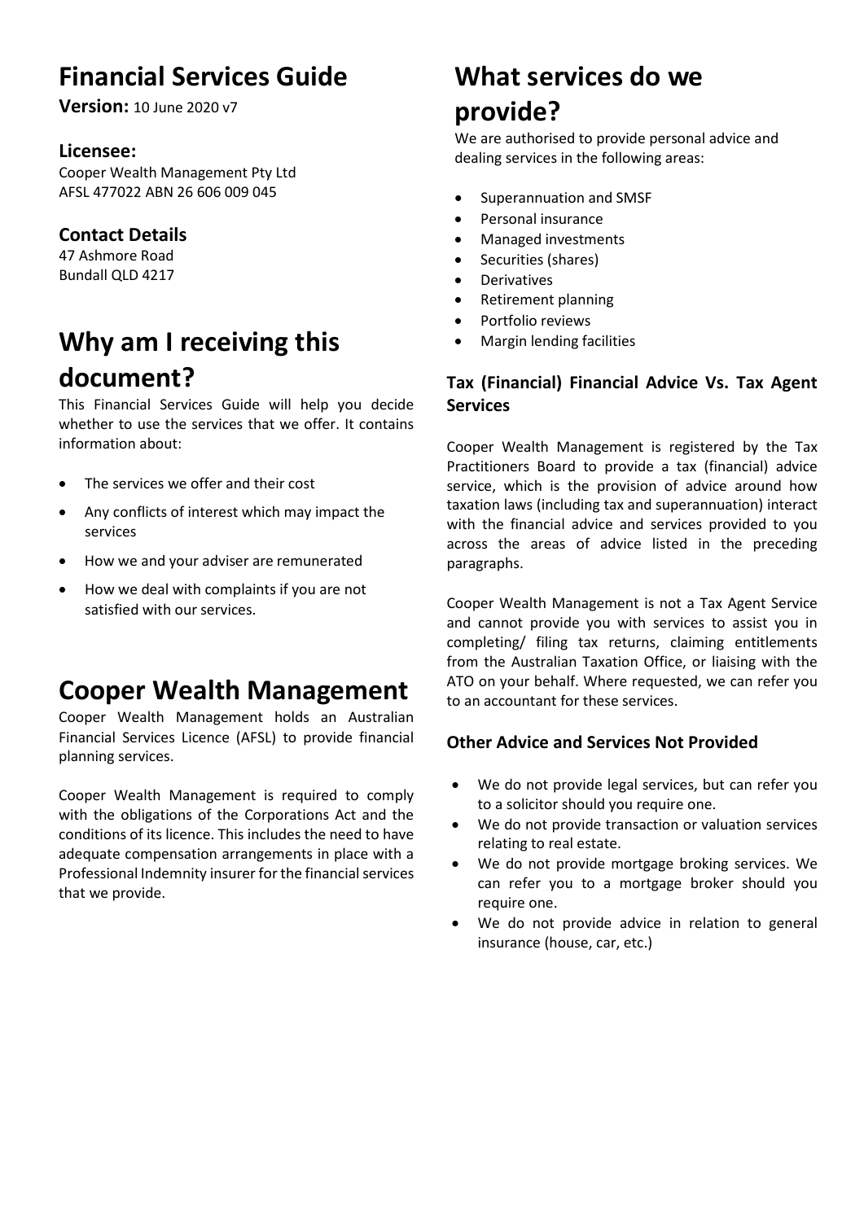# Financial Services Guide

**Version:** 10 June 2020 v7

### Licensee:

Cooper Wealth Management Pty Ltd
AFSL 477022 ABN 26 606 009 045

### Contact Details

47 Ashmore Road
Bundall QLD 4217

## Why am I receiving this document?

This Financial Services Guide will help you decide whether to use the services that we offer. It contains information about:

- The services we offer and their cost
- Any conflicts of interest which may impact the services
- How we and your adviser are remunerated
- How we deal with complaints if you are not satisfied with our services.

## Cooper Wealth Management

Cooper Wealth Management holds an Australian Financial Services Licence (AFSL) to provide financial planning services.

Cooper Wealth Management is required to comply with the obligations of the Corporations Act and the conditions of its licence. This includes the need to have adequate compensation arrangements in place with a Professional Indemnity insurer for the financial services that we provide.

## What services do we provide?

We are authorised to provide personal advice and dealing services in the following areas:

- Superannuation and SMSF
- Personal insurance
- Managed investments
- Securities (shares)
- Derivatives
- Retirement planning
- Portfolio reviews
- Margin lending facilities

### Tax (Financial) Financial Advice Vs. Tax Agent Services

Cooper Wealth Management is registered by the Tax Practitioners Board to provide a tax (financial) advice service, which is the provision of advice around how taxation laws (including tax and superannuation) interact with the financial advice and services provided to you across the areas of advice listed in the preceding paragraphs.

Cooper Wealth Management is not a Tax Agent Service and cannot provide you with services to assist you in completing/ filing tax returns, claiming entitlements from the Australian Taxation Office, or liaising with the ATO on your behalf. Where requested, we can refer you to an accountant for these services.

### Other Advice and Services Not Provided

- We do not provide legal services, but can refer you to a solicitor should you require one.
- We do not provide transaction or valuation services relating to real estate.
- We do not provide mortgage broking services. We can refer you to a mortgage broker should you require one.
- We do not provide advice in relation to general insurance (house, car, etc.)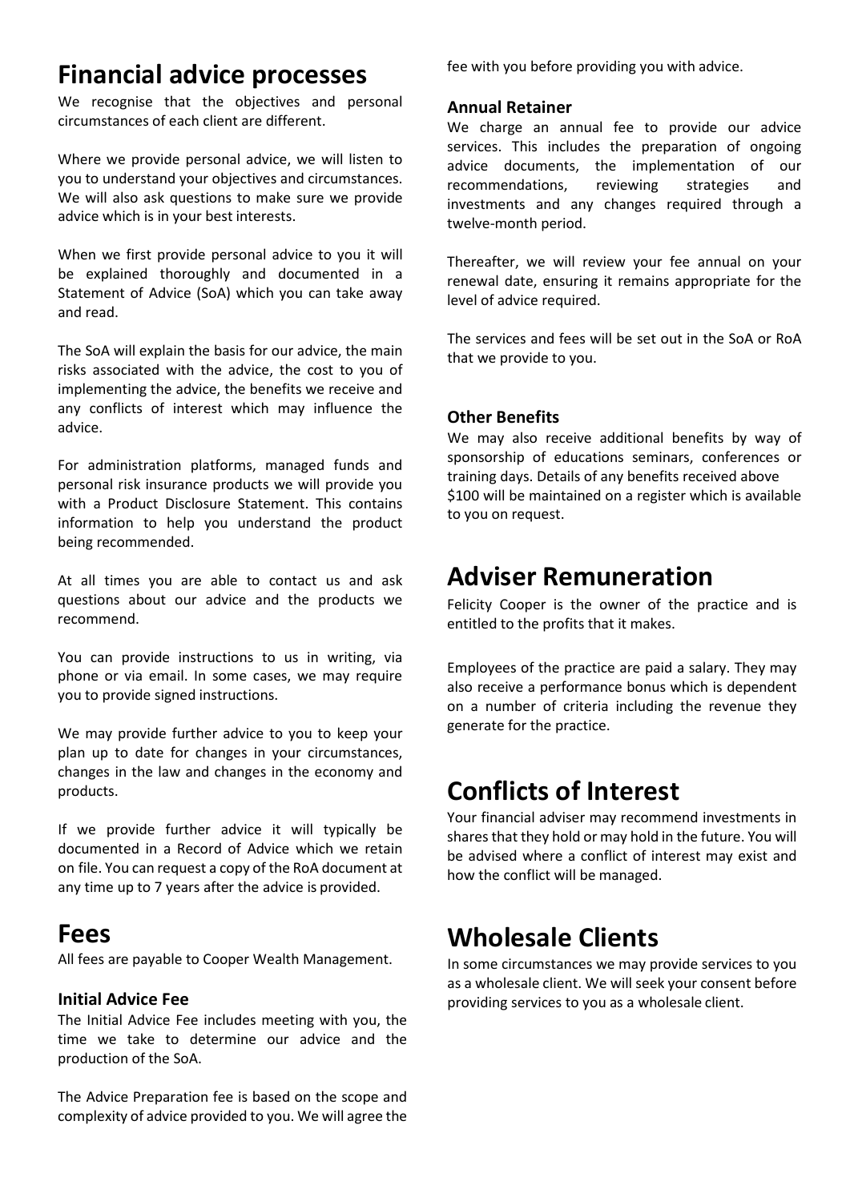# Financial advice processes

We recognise that the objectives and personal circumstances of each client are different.

Where we provide personal advice, we will listen to you to understand your objectives and circumstances. We will also ask questions to make sure we provide advice which is in your best interests.

When we first provide personal advice to you it will be explained thoroughly and documented in a Statement of Advice (SoA) which you can take away and read.

The SoA will explain the basis for our advice, the main risks associated with the advice, the cost to you of implementing the advice, the benefits we receive and any conflicts of interest which may influence the advice.

For administration platforms, managed funds and personal risk insurance products we will provide you with a Product Disclosure Statement. This contains information to help you understand the product being recommended.

At all times you are able to contact us and ask questions about our advice and the products we recommend.

You can provide instructions to us in writing, via phone or via email. In some cases, we may require you to provide signed instructions.

We may provide further advice to you to keep your plan up to date for changes in your circumstances, changes in the law and changes in the economy and products.

If we provide further advice it will typically be documented in a Record of Advice which we retain on file. You can request a copy of the RoA document at any time up to 7 years after the advice is provided.

# Fees

All fees are payable to Cooper Wealth Management.

### Initial Advice Fee

The Initial Advice Fee includes meeting with you, the time we take to determine our advice and the production of the SoA.

The Advice Preparation fee is based on the scope and complexity of advice provided to you. We will agree the fee with you before providing you with advice.

### Annual Retainer

We charge an annual fee to provide our advice services. This includes the preparation of ongoing advice documents, the implementation of our recommendations, reviewing strategies and investments and any changes required through a twelve-month period.

Thereafter, we will review your fee annual on your renewal date, ensuring it remains appropriate for the level of advice required.

The services and fees will be set out in the SoA or RoA that we provide to you.

### Other Benefits

We may also receive additional benefits by way of sponsorship of educations seminars, conferences or training days. Details of any benefits received above $100 will be maintained on a register which is available to you on request.

# Adviser Remuneration

Felicity Cooper is the owner of the practice and is entitled to the profits that it makes.

Employees of the practice are paid a salary. They may also receive a performance bonus which is dependent on a number of criteria including the revenue they generate for the practice.

# Conflicts of Interest

Your financial adviser may recommend investments in shares that they hold or may hold in the future. You will be advised where a conflict of interest may exist and how the conflict will be managed.

# Wholesale Clients

In some circumstances we may provide services to you as a wholesale client. We will seek your consent before providing services to you as a wholesale client.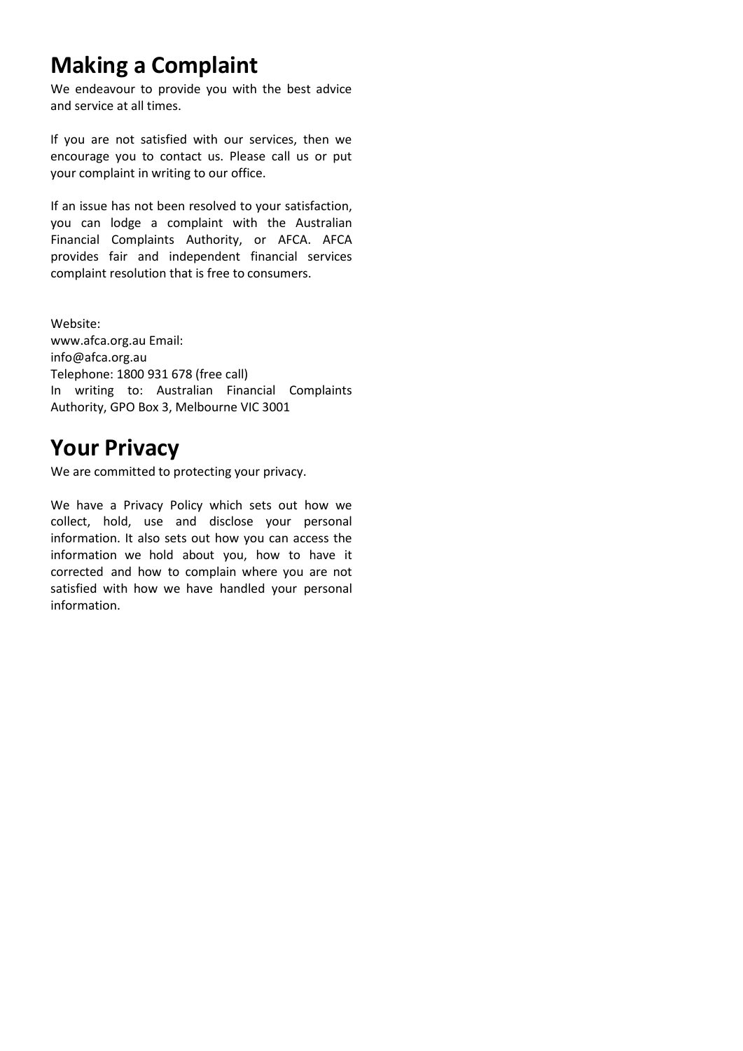# Making a Complaint

We endeavour to provide you with the best advice and service at all times.

If you are not satisfied with our services, then we encourage you to contact us. Please call us or put your complaint in writing to our office.

If an issue has not been resolved to your satisfaction, you can lodge a complaint with the Australian Financial Complaints Authority, or AFCA. AFCA provides fair and independent financial services complaint resolution that is free to consumers.

Website:
www.afca.org.au Email:
info@afca.org.au
Telephone: 1800 931 678 (free call)
In writing to: Australian Financial Complaints Authority, GPO Box 3, Melbourne VIC 3001

# Your Privacy

We are committed to protecting your privacy.

We have a Privacy Policy which sets out how we collect, hold, use and disclose your personal information. It also sets out how you can access the information we hold about you, how to have it corrected and how to complain where you are not satisfied with how we have handled your personal information.